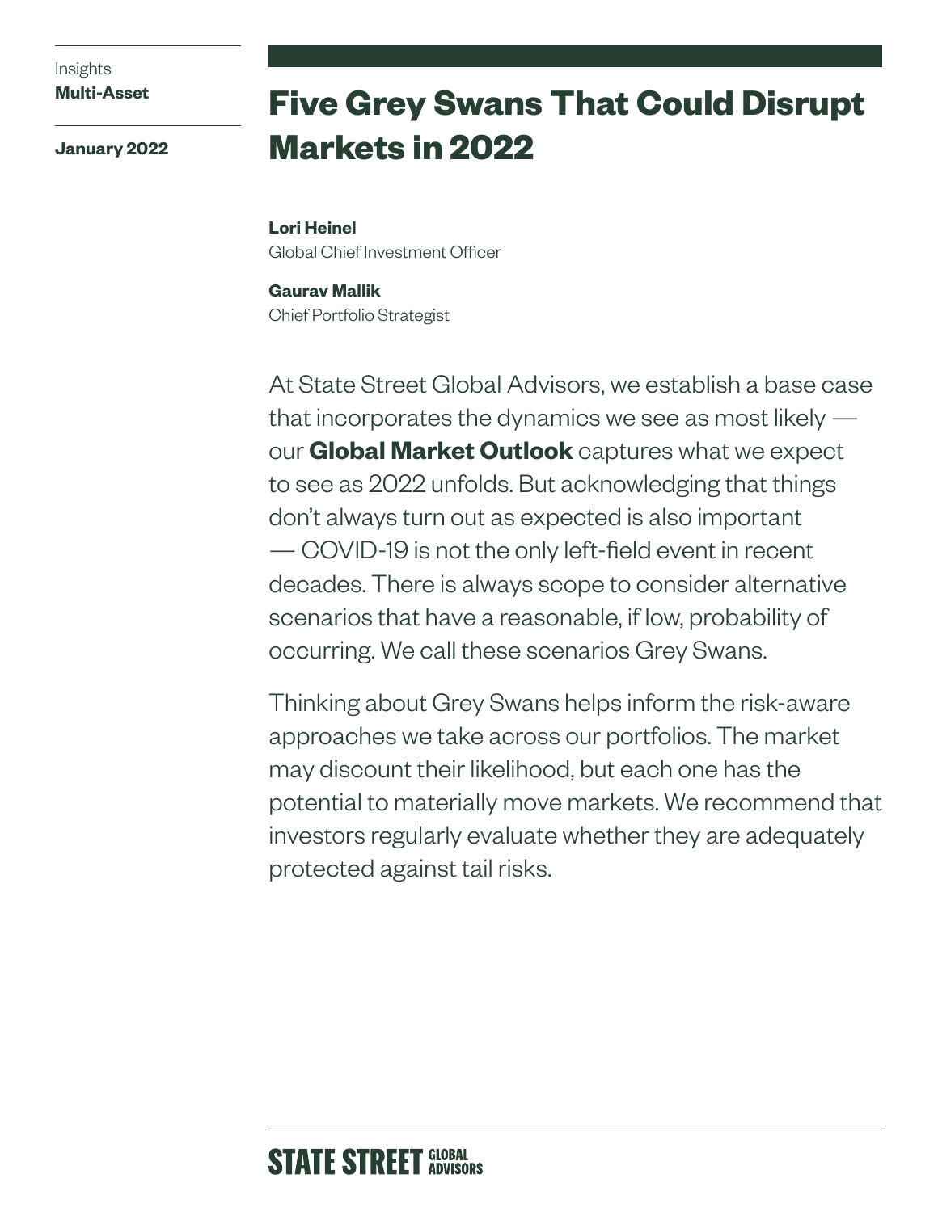Insights
**Multi-Asset**

**January 2022**

# Five Grey Swans That Could Disrupt Markets in 2022

**Lori Heinel**
Global Chief Investment Officer

**Gaurav Mallik**
Chief Portfolio Strategist

At State Street Global Advisors, we establish a base case that incorporates the dynamics we see as most likely — our **Global Market Outlook** captures what we expect to see as 2022 unfolds. But acknowledging that things don't always turn out as expected is also important — COVID-19 is not the only left-field event in recent decades. There is always scope to consider alternative scenarios that have a reasonable, if low, probability of occurring. We call these scenarios Grey Swans.

Thinking about Grey Swans helps inform the risk-aware approaches we take across our portfolios. The market may discount their likelihood, but each one has the potential to materially move markets. We recommend that investors regularly evaluate whether they are adequately protected against tail risks.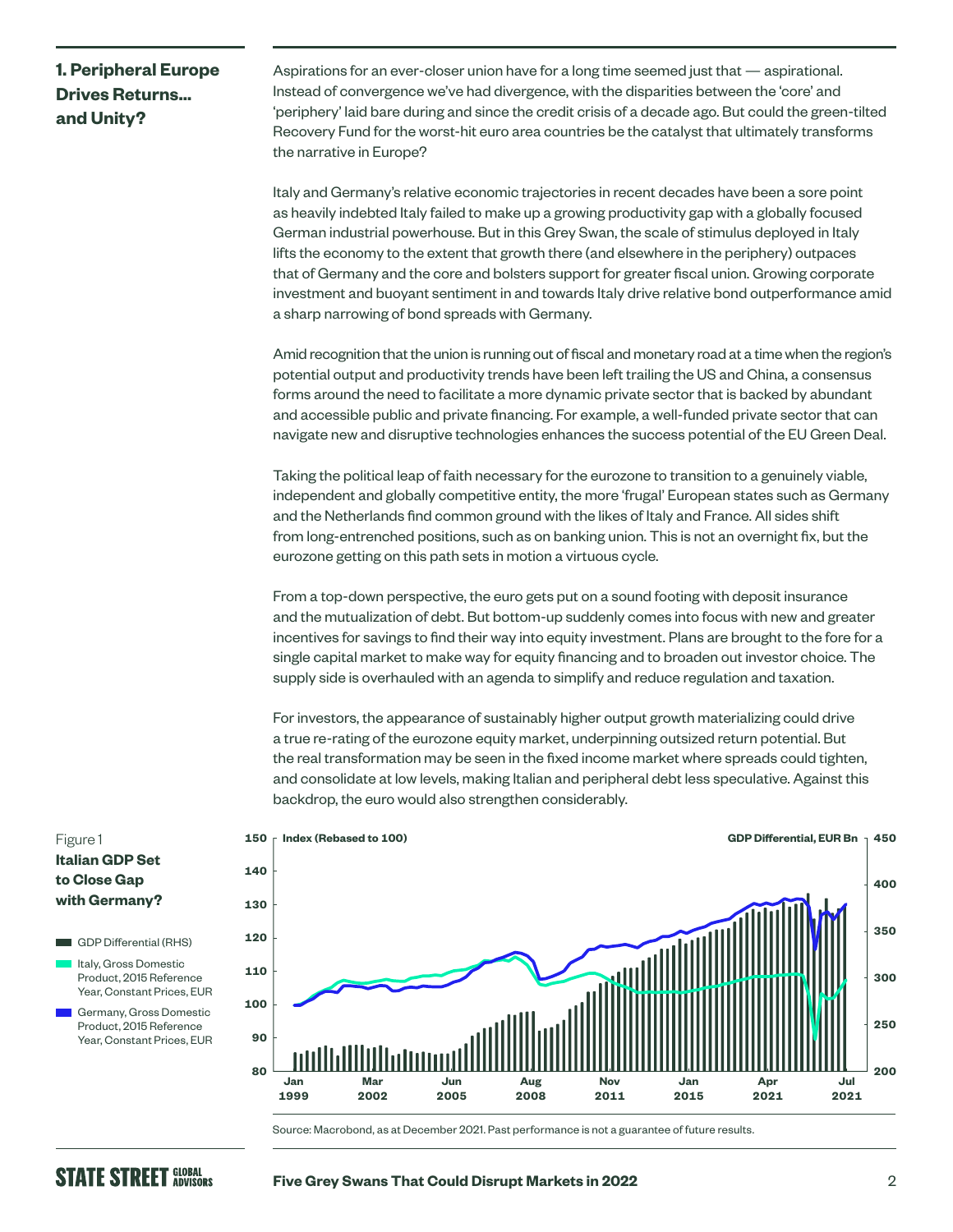## 1. Peripheral Europe Drives Returns... and Unity?

Aspirations for an ever-closer union have for a long time seemed just that — aspirational. Instead of convergence we've had divergence, with the disparities between the 'core' and 'periphery' laid bare during and since the credit crisis of a decade ago. But could the green-tilted Recovery Fund for the worst-hit euro area countries be the catalyst that ultimately transforms the narrative in Europe?

Italy and Germany's relative economic trajectories in recent decades have been a sore point as heavily indebted Italy failed to make up a growing productivity gap with a globally focused German industrial powerhouse. But in this Grey Swan, the scale of stimulus deployed in Italy lifts the economy to the extent that growth there (and elsewhere in the periphery) outpaces that of Germany and the core and bolsters support for greater fiscal union. Growing corporate investment and buoyant sentiment in and towards Italy drive relative bond outperformance amid a sharp narrowing of bond spreads with Germany.

Amid recognition that the union is running out of fiscal and monetary road at a time when the region's potential output and productivity trends have been left trailing the US and China, a consensus forms around the need to facilitate a more dynamic private sector that is backed by abundant and accessible public and private financing. For example, a well-funded private sector that can navigate new and disruptive technologies enhances the success potential of the EU Green Deal.

Taking the political leap of faith necessary for the eurozone to transition to a genuinely viable, independent and globally competitive entity, the more 'frugal' European states such as Germany and the Netherlands find common ground with the likes of Italy and France. All sides shift from long-entrenched positions, such as on banking union. This is not an overnight fix, but the eurozone getting on this path sets in motion a virtuous cycle.

From a top-down perspective, the euro gets put on a sound footing with deposit insurance and the mutualization of debt. But bottom-up suddenly comes into focus with new and greater incentives for savings to find their way into equity investment. Plans are brought to the fore for a single capital market to make way for equity financing and to broaden out investor choice. The supply side is overhauled with an agenda to simplify and reduce regulation and taxation.

For investors, the appearance of sustainably higher output growth materializing could drive a true re-rating of the eurozone equity market, underpinning outsized return potential. But the real transformation may be seen in the fixed income market where spreads could tighten, and consolidate at low levels, making Italian and peripheral debt less speculative. Against this backdrop, the euro would also strengthen considerably.

Figure 1
**Italian GDP Set to Close Gap with Germany?**

- GDP Differential (RHS)
- Italy, Gross Domestic Product, 2015 Reference Year, Constant Prices, EUR
- Germany, Gross Domestic Product, 2015 Reference Year, Constant Prices, EUR

Source: Macrobond, as at December 2021. Past performance is not a guarantee of future results.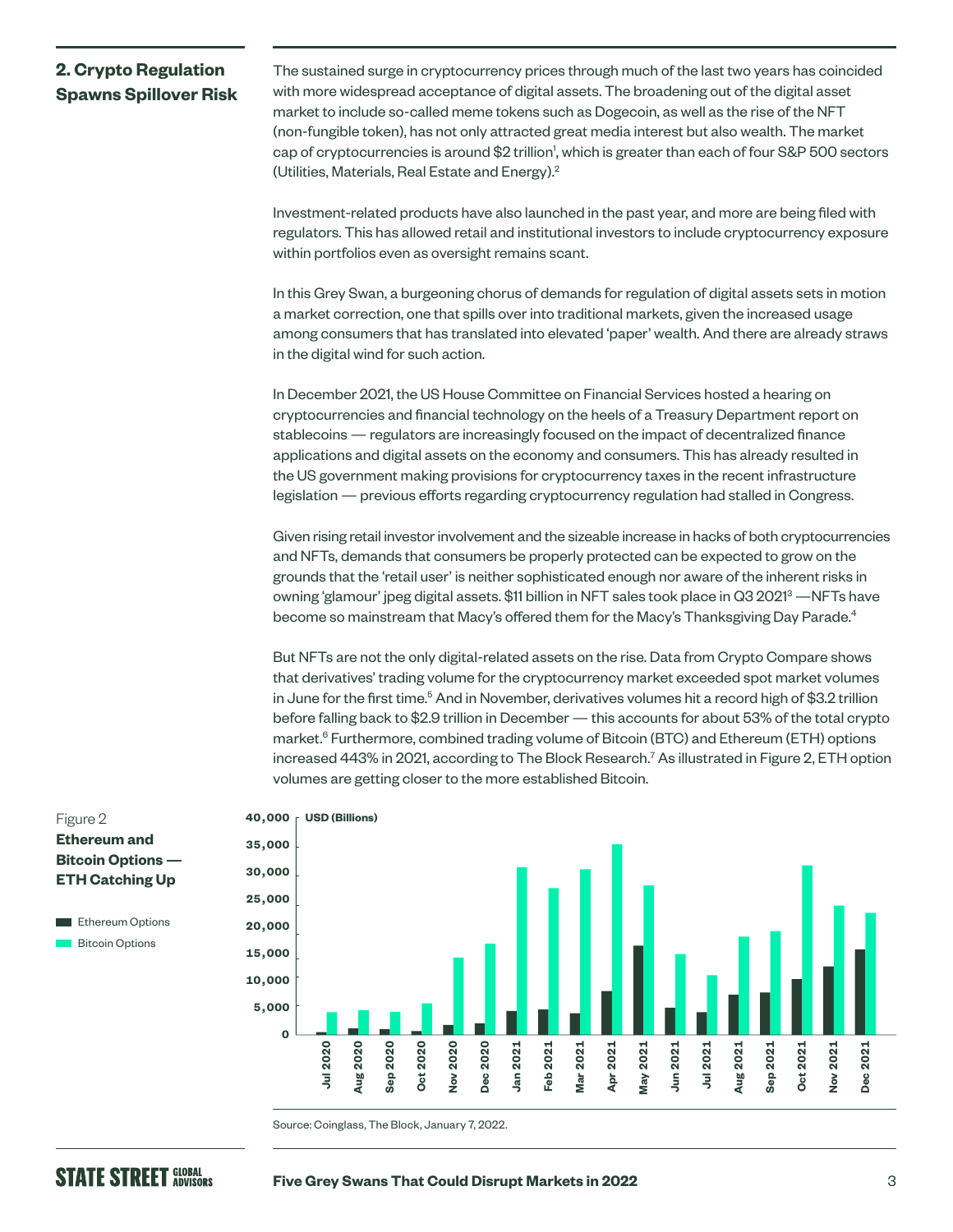## 2. Crypto Regulation Spawns Spillover Risk

The sustained surge in cryptocurrency prices through much of the last two years has coincided with more widespread acceptance of digital assets. The broadening out of the digital asset market to include so-called meme tokens such as Dogecoin, as well as the rise of the NFT (non-fungible token), has not only attracted great media interest but also wealth. The market cap of cryptocurrencies is around $2 trillion[1], which is greater than each of four S&P 500 sectors (Utilities, Materials, Real Estate and Energy).[2]

Investment-related products have also launched in the past year, and more are being filed with regulators. This has allowed retail and institutional investors to include cryptocurrency exposure within portfolios even as oversight remains scant.

In this Grey Swan, a burgeoning chorus of demands for regulation of digital assets sets in motion a market correction, one that spills over into traditional markets, given the increased usage among consumers that has translated into elevated 'paper' wealth. And there are already straws in the digital wind for such action.

In December 2021, the US House Committee on Financial Services hosted a hearing on cryptocurrencies and financial technology on the heels of a Treasury Department report on stablecoins — regulators are increasingly focused on the impact of decentralized finance applications and digital assets on the economy and consumers. This has already resulted in the US government making provisions for cryptocurrency taxes in the recent infrastructure legislation — previous efforts regarding cryptocurrency regulation had stalled in Congress.

Given rising retail investor involvement and the sizeable increase in hacks of both cryptocurrencies and NFTs, demands that consumers be properly protected can be expected to grow on the grounds that the 'retail user' is neither sophisticated enough nor aware of the inherent risks in owning 'glamour' jpeg digital assets. $11 billion in NFT sales took place in Q3 2021[3] —NFTs have become so mainstream that Macy's offered them for the Macy's Thanksgiving Day Parade.[4]

But NFTs are not the only digital-related assets on the rise. Data from Crypto Compare shows that derivatives' trading volume for the cryptocurrency market exceeded spot market volumes in June for the first time.[5] And in November, derivatives volumes hit a record high of $3.2 trillion before falling back to $2.9 trillion in December — this accounts for about 53% of the total crypto market.[6] Furthermore, combined trading volume of Bitcoin (BTC) and Ethereum (ETH) options increased 443% in 2021, according to The Block Research.[7] As illustrated in Figure 2, ETH option volumes are getting closer to the more established Bitcoin.

Figure 2
**Ethereum and Bitcoin Options — ETH Catching Up**

Source: Coinglass, The Block, January 7, 2022.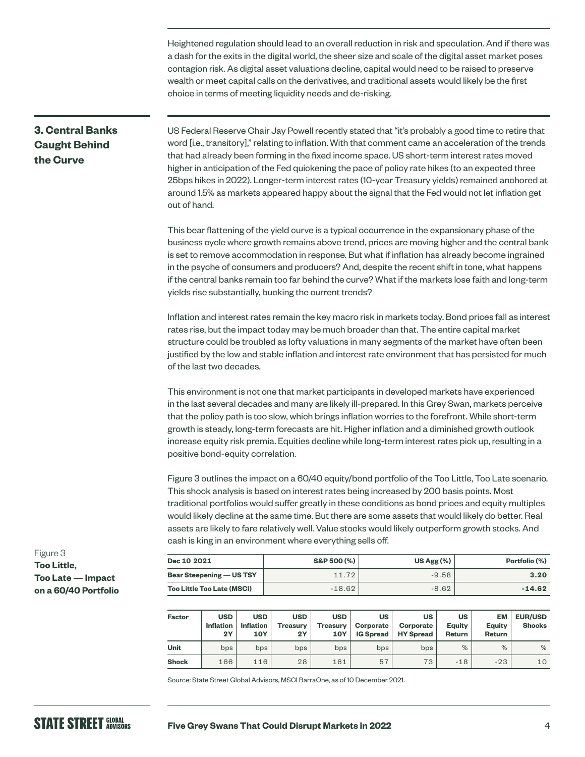Heightened regulation should lead to an overall reduction in risk and speculation. And if there was a dash for the exits in the digital world, the sheer size and scale of the digital asset market poses contagion risk. As digital asset valuations decline, capital would need to be raised to preserve wealth or meet capital calls on the derivatives, and traditional assets would likely be the first choice in terms of meeting liquidity needs and de-risking.

## 3. Central Banks Caught Behind the Curve

US Federal Reserve Chair Jay Powell recently stated that "it's probably a good time to retire that word [i.e., transitory]," relating to inflation. With that comment came an acceleration of the trends that had already been forming in the fixed income space. US short-term interest rates moved higher in anticipation of the Fed quickening the pace of policy rate hikes (to an expected three 25bps hikes in 2022). Longer-term interest rates (10-year Treasury yields) remained anchored at around 1.5% as markets appeared happy about the signal that the Fed would not let inflation get out of hand.

This bear flattening of the yield curve is a typical occurrence in the expansionary phase of the business cycle where growth remains above trend, prices are moving higher and the central bank is set to remove accommodation in response. But what if inflation has already become ingrained in the psyche of consumers and producers? And, despite the recent shift in tone, what happens if the central banks remain too far behind the curve? What if the markets lose faith and long-term yields rise substantially, bucking the current trends?

Inflation and interest rates remain the key macro risk in markets today. Bond prices fall as interest rates rise, but the impact today may be much broader than that. The entire capital market structure could be troubled as lofty valuations in many segments of the market have often been justified by the low and stable inflation and interest rate environment that has persisted for much of the last two decades.

This environment is not one that market participants in developed markets have experienced in the last several decades and many are likely ill-prepared. In this Grey Swan, markets perceive that the policy path is too slow, which brings inflation worries to the forefront. While short-term growth is steady, long-term forecasts are hit. Higher inflation and a diminished growth outlook increase equity risk premia. Equities decline while long-term interest rates pick up, resulting in a positive bond-equity correlation.

Figure 3 outlines the impact on a 60/40 equity/bond portfolio of the Too Little, Too Late scenario. This shock analysis is based on interest rates being increased by 200 basis points. Most traditional portfolios would suffer greatly in these conditions as bond prices and equity multiples would likely decline at the same time. But there are some assets that would likely do better. Real assets are likely to fare relatively well. Value stocks would likely outperform growth stocks. And cash is king in an environment where everything sells off.

Figure 3
**Too Little, Too Late — Impact on a 60/40 Portfolio**

| Dec 10 2021 | S&P 500 (%) | US Agg (%) | Portfolio (%) |
|---|---|---|---|
| Bear Steepening — US TSY | 11.72 | -9.58 | **3.20** |
| Too Little Too Late (MSCI) | -18.62 | -8.62 | **-14.62** |

| Factor | USD Inflation 2Y | USD Inflation 10Y | USD Treasury 2Y | USD Treasury 10Y | US Corporate IG Spread | US Corporate HY Spread | US Equity Return | EM Equity Return | EUR/USD Shocks |
|---|---|---|---|---|---|---|---|---|---|
| Unit | bps | bps | bps | bps | bps | bps | % | % | % |
| Shock | 166 | 116 | 28 | 161 | 57 | 73 | -18 | -23 | 10 |

Source: State Street Global Advisors, MSCI BarraOne, as of 10 December 2021.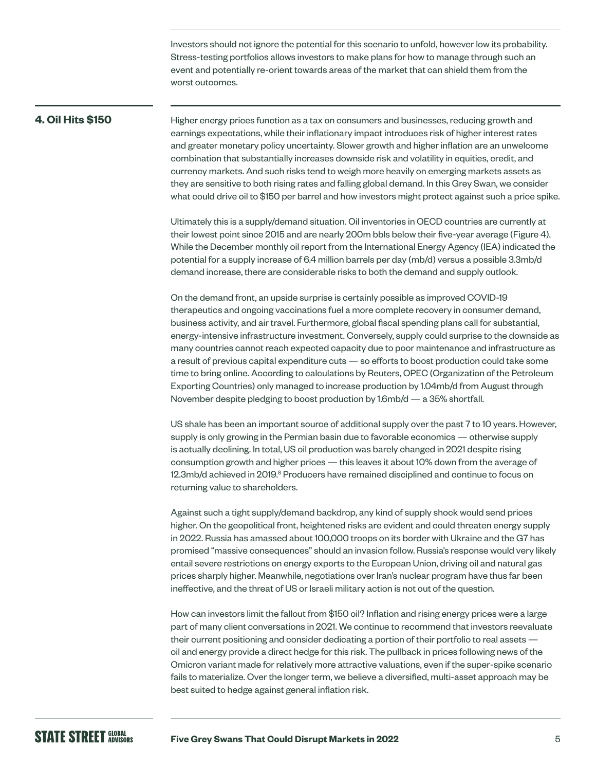Investors should not ignore the potential for this scenario to unfold, however low its probability. Stress-testing portfolios allows investors to make plans for how to manage through such an event and potentially re-orient towards areas of the market that can shield them from the worst outcomes.

## 4. Oil Hits $150

Higher energy prices function as a tax on consumers and businesses, reducing growth and earnings expectations, while their inflationary impact introduces risk of higher interest rates and greater monetary policy uncertainty. Slower growth and higher inflation are an unwelcome combination that substantially increases downside risk and volatility in equities, credit, and currency markets. And such risks tend to weigh more heavily on emerging markets assets as they are sensitive to both rising rates and falling global demand. In this Grey Swan, we consider what could drive oil to $150 per barrel and how investors might protect against such a price spike.

Ultimately this is a supply/demand situation. Oil inventories in OECD countries are currently at their lowest point since 2015 and are nearly 200m bbls below their five-year average (Figure 4). While the December monthly oil report from the International Energy Agency (IEA) indicated the potential for a supply increase of 6.4 million barrels per day (mb/d) versus a possible 3.3mb/d demand increase, there are considerable risks to both the demand and supply outlook.

On the demand front, an upside surprise is certainly possible as improved COVID-19 therapeutics and ongoing vaccinations fuel a more complete recovery in consumer demand, business activity, and air travel. Furthermore, global fiscal spending plans call for substantial, energy-intensive infrastructure investment. Conversely, supply could surprise to the downside as many countries cannot reach expected capacity due to poor maintenance and infrastructure as a result of previous capital expenditure cuts — so efforts to boost production could take some time to bring online. According to calculations by Reuters, OPEC (Organization of the Petroleum Exporting Countries) only managed to increase production by 1.04mb/d from August through November despite pledging to boost production by 1.6mb/d — a 35% shortfall.

US shale has been an important source of additional supply over the past 7 to 10 years. However, supply is only growing in the Permian basin due to favorable economics — otherwise supply is actually declining. In total, US oil production was barely changed in 2021 despite rising consumption growth and higher prices — this leaves it about 10% down from the average of 12.3mb/d achieved in 2019.[8] Producers have remained disciplined and continue to focus on returning value to shareholders.

Against such a tight supply/demand backdrop, any kind of supply shock would send prices higher. On the geopolitical front, heightened risks are evident and could threaten energy supply in 2022. Russia has amassed about 100,000 troops on its border with Ukraine and the G7 has promised "massive consequences" should an invasion follow. Russia's response would very likely entail severe restrictions on energy exports to the European Union, driving oil and natural gas prices sharply higher. Meanwhile, negotiations over Iran's nuclear program have thus far been ineffective, and the threat of US or Israeli military action is not out of the question.

How can investors limit the fallout from $150 oil? Inflation and rising energy prices were a large part of many client conversations in 2021. We continue to recommend that investors reevaluate their current positioning and consider dedicating a portion of their portfolio to real assets — oil and energy provide a direct hedge for this risk. The pullback in prices following news of the Omicron variant made for relatively more attractive valuations, even if the super-spike scenario fails to materialize. Over the longer term, we believe a diversified, multi-asset approach may be best suited to hedge against general inflation risk.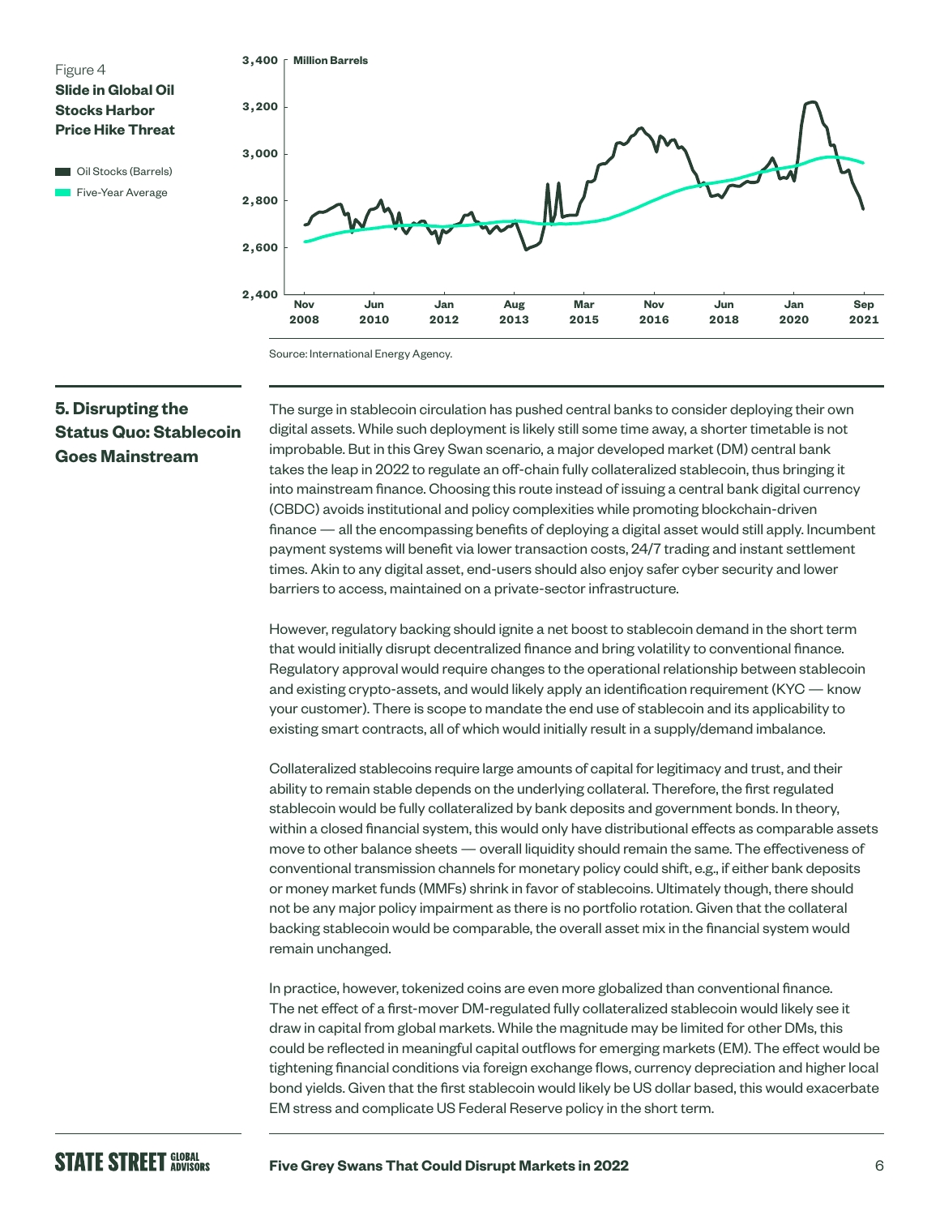Figure 4
**Slide in Global Oil Stocks Harbor Price Hike Threat**

Source: International Energy Agency.

## 5. Disrupting the Status Quo: Stablecoin Goes Mainstream

The surge in stablecoin circulation has pushed central banks to consider deploying their own digital assets. While such deployment is likely still some time away, a shorter timetable is not improbable. But in this Grey Swan scenario, a major developed market (DM) central bank takes the leap in 2022 to regulate an off-chain fully collateralized stablecoin, thus bringing it into mainstream finance. Choosing this route instead of issuing a central bank digital currency (CBDC) avoids institutional and policy complexities while promoting blockchain-driven finance — all the encompassing benefits of deploying a digital asset would still apply. Incumbent payment systems will benefit via lower transaction costs, 24/7 trading and instant settlement times. Akin to any digital asset, end-users should also enjoy safer cyber security and lower barriers to access, maintained on a private-sector infrastructure.

However, regulatory backing should ignite a net boost to stablecoin demand in the short term that would initially disrupt decentralized finance and bring volatility to conventional finance. Regulatory approval would require changes to the operational relationship between stablecoin and existing crypto-assets, and would likely apply an identification requirement (KYC — know your customer). There is scope to mandate the end use of stablecoin and its applicability to existing smart contracts, all of which would initially result in a supply/demand imbalance.

Collateralized stablecoins require large amounts of capital for legitimacy and trust, and their ability to remain stable depends on the underlying collateral. Therefore, the first regulated stablecoin would be fully collateralized by bank deposits and government bonds. In theory, within a closed financial system, this would only have distributional effects as comparable assets move to other balance sheets — overall liquidity should remain the same. The effectiveness of conventional transmission channels for monetary policy could shift, e.g., if either bank deposits or money market funds (MMFs) shrink in favor of stablecoins. Ultimately though, there should not be any major policy impairment as there is no portfolio rotation. Given that the collateral backing stablecoin would be comparable, the overall asset mix in the financial system would remain unchanged.

In practice, however, tokenized coins are even more globalized than conventional finance. The net effect of a first-mover DM-regulated fully collateralized stablecoin would likely see it draw in capital from global markets. While the magnitude may be limited for other DMs, this could be reflected in meaningful capital outflows for emerging markets (EM). The effect would be tightening financial conditions via foreign exchange flows, currency depreciation and higher local bond yields. Given that the first stablecoin would likely be US dollar based, this would exacerbate EM stress and complicate US Federal Reserve policy in the short term.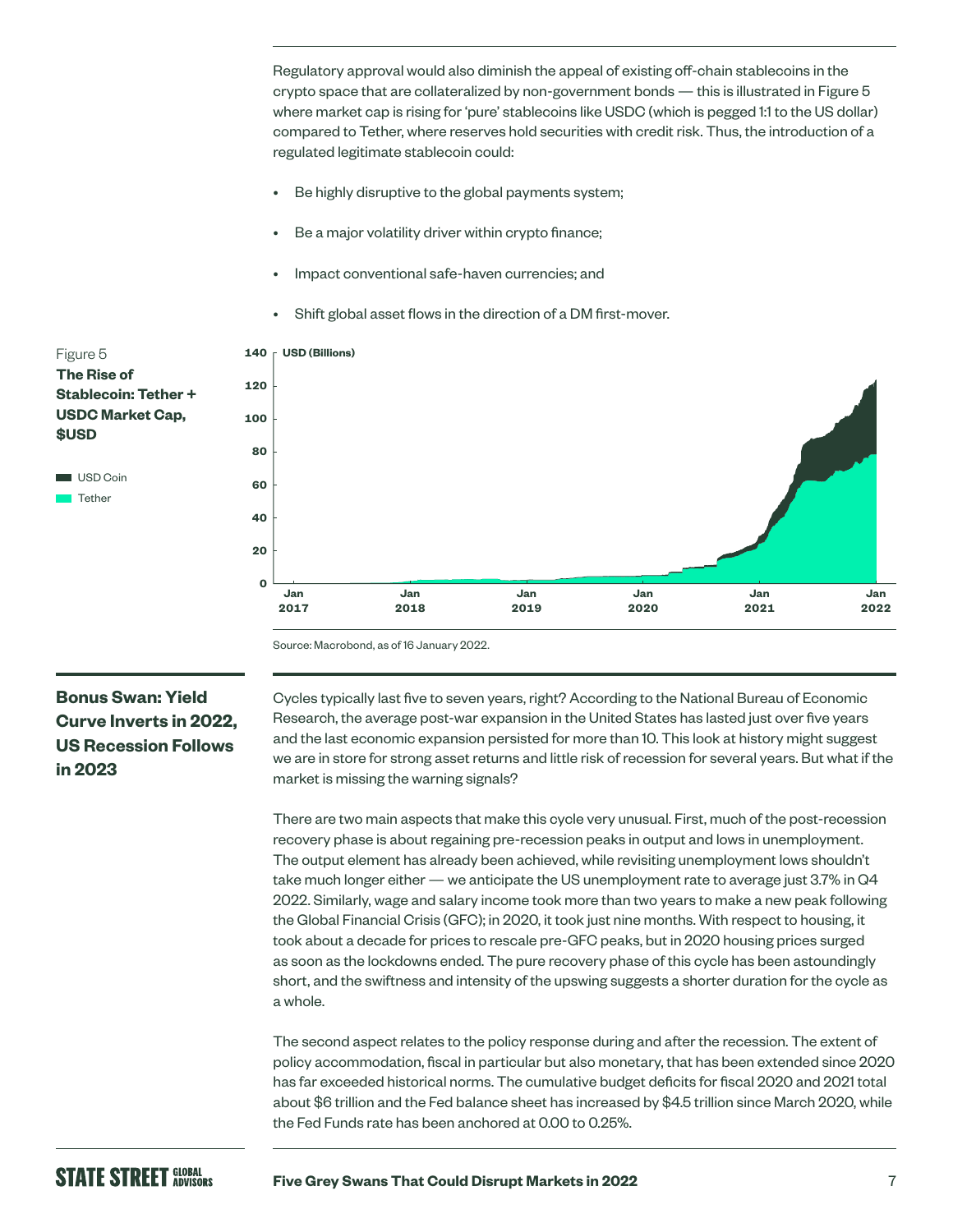Regulatory approval would also diminish the appeal of existing off-chain stablecoins in the crypto space that are collateralized by non-government bonds — this is illustrated in Figure 5 where market cap is rising for 'pure' stablecoins like USDC (which is pegged 1:1 to the US dollar) compared to Tether, where reserves hold securities with credit risk. Thus, the introduction of a regulated legitimate stablecoin could:

- Be highly disruptive to the global payments system;
- Be a major volatility driver within crypto finance;
- Impact conventional safe-haven currencies; and
- Shift global asset flows in the direction of a DM first-mover.

Figure 5
**The Rise of Stablecoin: Tether + USDC Market Cap, $USD**

Source: Macrobond, as of 16 January 2022.

## Bonus Swan: Yield Curve Inverts in 2022, US Recession Follows in 2023

Cycles typically last five to seven years, right? According to the National Bureau of Economic Research, the average post-war expansion in the United States has lasted just over five years and the last economic expansion persisted for more than 10. This look at history might suggest we are in store for strong asset returns and little risk of recession for several years. But what if the market is missing the warning signals?

There are two main aspects that make this cycle very unusual. First, much of the post-recession recovery phase is about regaining pre-recession peaks in output and lows in unemployment. The output element has already been achieved, while revisiting unemployment lows shouldn't take much longer either — we anticipate the US unemployment rate to average just 3.7% in Q4 2022. Similarly, wage and salary income took more than two years to make a new peak following the Global Financial Crisis (GFC); in 2020, it took just nine months. With respect to housing, it took about a decade for prices to rescale pre-GFC peaks, but in 2020 housing prices surged as soon as the lockdowns ended. The pure recovery phase of this cycle has been astoundingly short, and the swiftness and intensity of the upswing suggests a shorter duration for the cycle as a whole.

The second aspect relates to the policy response during and after the recession. The extent of policy accommodation, fiscal in particular but also monetary, that has been extended since 2020 has far exceeded historical norms. The cumulative budget deficits for fiscal 2020 and 2021 total about $6 trillion and the Fed balance sheet has increased by $4.5 trillion since March 2020, while the Fed Funds rate has been anchored at 0.00 to 0.25%.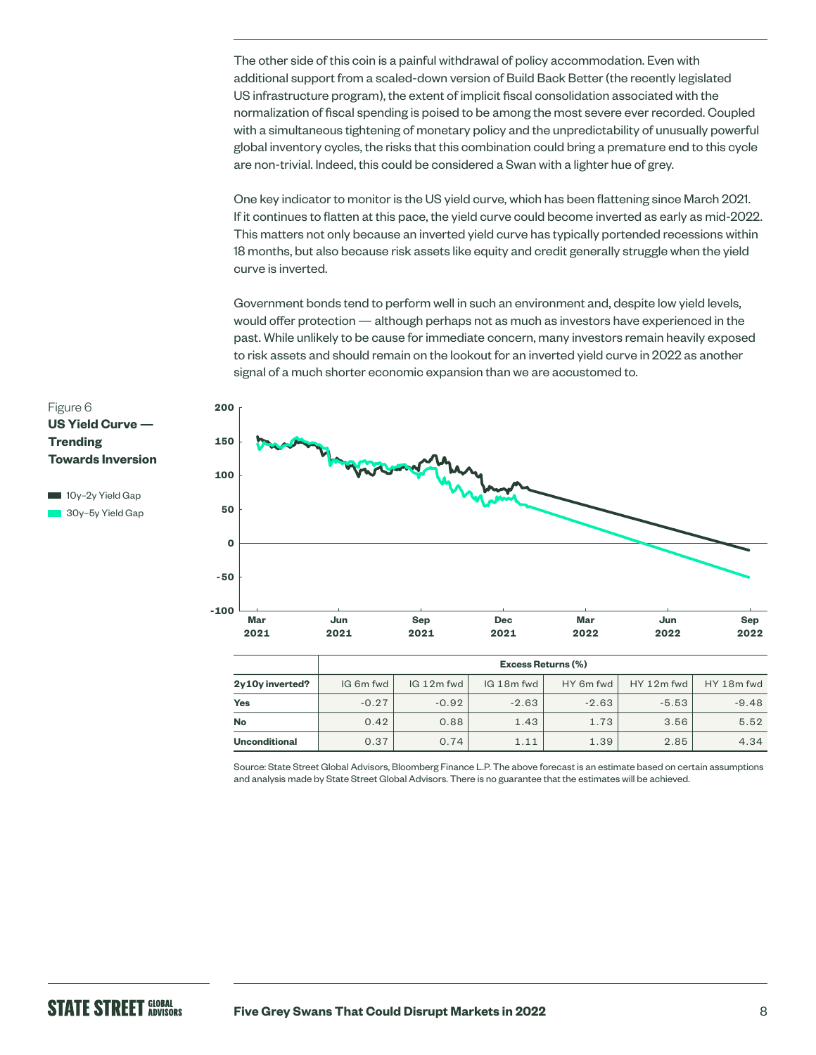The other side of this coin is a painful withdrawal of policy accommodation. Even with additional support from a scaled-down version of Build Back Better (the recently legislated US infrastructure program), the extent of implicit fiscal consolidation associated with the normalization of fiscal spending is poised to be among the most severe ever recorded. Coupled with a simultaneous tightening of monetary policy and the unpredictability of unusually powerful global inventory cycles, the risks that this combination could bring a premature end to this cycle are non-trivial. Indeed, this could be considered a Swan with a lighter hue of grey.

One key indicator to monitor is the US yield curve, which has been flattening since March 2021. If it continues to flatten at this pace, the yield curve could become inverted as early as mid-2022. This matters not only because an inverted yield curve has typically portended recessions within 18 months, but also because risk assets like equity and credit generally struggle when the yield curve is inverted.

Government bonds tend to perform well in such an environment and, despite low yield levels, would offer protection — although perhaps not as much as investors have experienced in the past. While unlikely to be cause for immediate concern, many investors remain heavily exposed to risk assets and should remain on the lookout for an inverted yield curve in 2022 as another signal of a much shorter economic expansion than we are accustomed to.

Figure 6
**US Yield Curve — Trending Towards Inversion**

10y–2y Yield Gap
30y–5y Yield Gap

| | Excess Returns (%) | | | | | |
|---|---|---|---|---|---|---|
| **2y10y inverted?** | IG 6m fwd | IG 12m fwd | IG 18m fwd | HY 6m fwd | HY 12m fwd | HY 18m fwd |
| **Yes** | -0.27 | -0.92 | -2.63 | -2.63 | -5.53 | -9.48 |
| **No** | 0.42 | 0.88 | 1.43 | 1.73 | 3.56 | 5.52 |
| **Unconditional** | 0.37 | 0.74 | 1.11 | 1.39 | 2.85 | 4.34 |

Source: State Street Global Advisors, Bloomberg Finance L.P. The above forecast is an estimate based on certain assumptions and analysis made by State Street Global Advisors. There is no guarantee that the estimates will be achieved.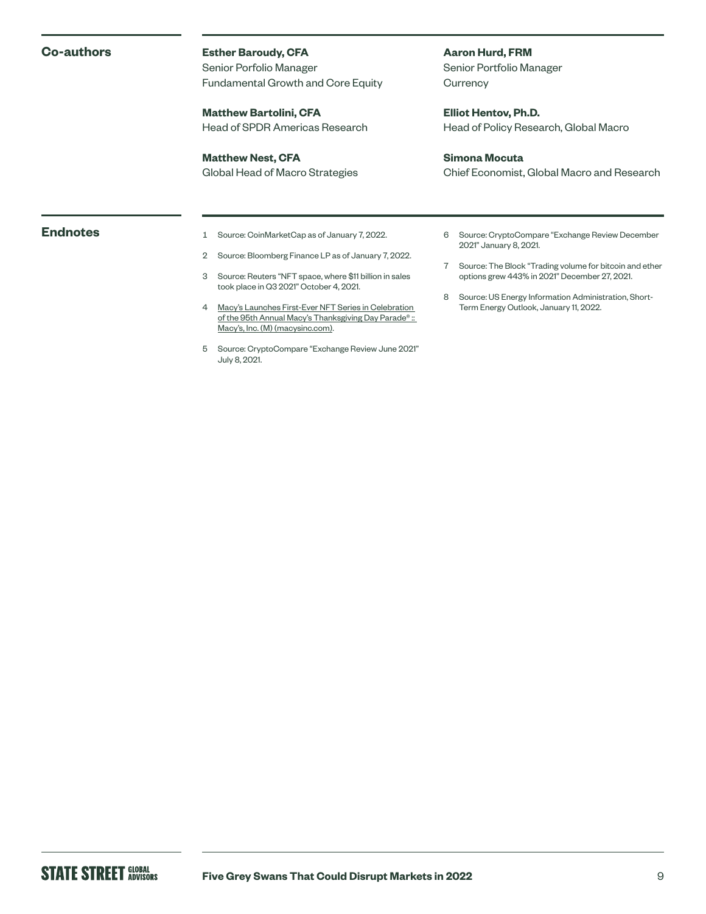## Co-authors

**Esther Baroudy, CFA**
Senior Porfolio Manager
Fundamental Growth and Core Equity

**Matthew Bartolini, CFA**
Head of SPDR Americas Research

**Matthew Nest, CFA**
Global Head of Macro Strategies

**Aaron Hurd, FRM**
Senior Portfolio Manager
Currency

**Elliot Hentov, Ph.D.**
Head of Policy Research, Global Macro

**Simona Mocuta**
Chief Economist, Global Macro and Research

## Endnotes

1. Source: CoinMarketCap as of January 7, 2022.
2. Source: Bloomberg Finance LP as of January 7, 2022.
3. Source: Reuters "NFT space, where $11 billion in sales took place in Q3 2021" October 4, 2021.
4. Macy's Launches First-Ever NFT Series in Celebration of the 95th Annual Macy's Thanksgiving Day Parade® :: Macy's, Inc. (M) (macysinc.com).
5. Source: CryptoCompare "Exchange Review June 2021" July 8, 2021.
6. Source: CryptoCompare "Exchange Review December 2021" January 8, 2021.
7. Source: The Block "Trading volume for bitcoin and ether options grew 443% in 2021" December 27, 2021.
8. Source: US Energy Information Administration, Short-Term Energy Outlook, January 11, 2022.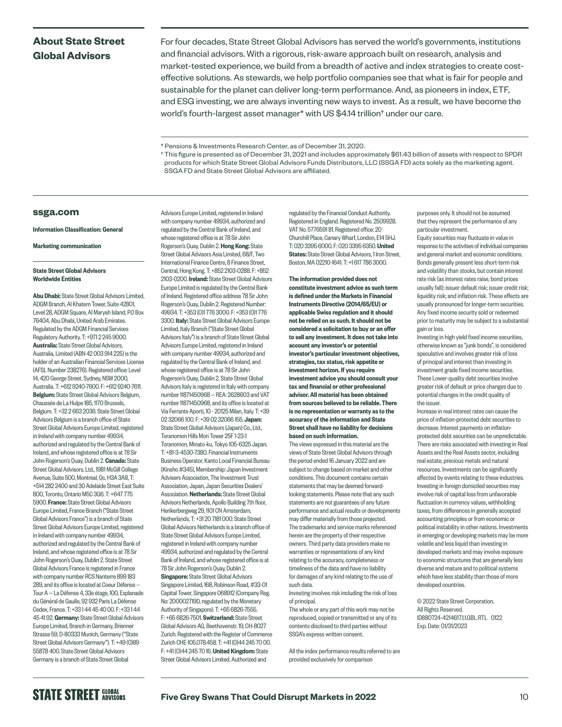## About State Street Global Advisors

For four decades, State Street Global Advisors has served the world's governments, institutions and financial advisors. With a rigorous, risk-aware approach built on research, analysis and market-tested experience, we build from a breadth of active and index strategies to create cost-effective solutions. As stewards, we help portfolio companies see that what is fair for people and sustainable for the planet can deliver long-term performance. And, as pioneers in index, ETF, and ESG investing, we are always inventing new ways to invest. As a result, we have become the world's fourth-largest asset manager* with US $4.14 trillion† under our care.

\* Pensions & Investments Research Center, as of December 31, 2020.

† This figure is presented as of December 31, 2021 and includes approximately $61.43 billion of assets with respect to SPDR products for which State Street Global Advisors Funds Distributors, LLC (SSGA FD) acts solely as the marketing agent. SSGA FD and State Street Global Advisors are affiliated.

**ssga.com**

**Information Classification: General**

**Marketing communication**

**State Street Global Advisors Worldwide Entities**

**Abu Dhabi:** State Street Global Advisors Limited, ADGM Branch, Al Khatem Tower, Suite 42801, Level 28, ADGM Square, Al Maryah Island, P.O Box 76404, Abu Dhabi, United Arab Emirates. Regulated by the ADGM Financial Services Regulatory Authority. T: +971 2 245 9000. **Australia:** State Street Global Advisors, Australia, Limited (ABN 42 003 914 225) is the holder of an Australian Financial Services License (AFSL Number 238276). Registered office: Level 14, 420 George Street, Sydney, NSW 2000, Australia. T: +612 9240-7600. F: +612 9240-7611. **Belgium:** State Street Global Advisors Belgium, Chaussée de La Hulpe 185, 1170 Brussels, Belgium. T: +32 2 663 2036. State Street Global Advisors Belgium is a branch office of State Street Global Advisors Europe Limited, registered in Ireland with company number 49934, authorized and regulated by the Central Bank of Ireland, and whose registered office is at 78 Sir John Rogerson's Quay, Dublin 2. **Canada:** State Street Global Advisors, Ltd., 1981 McGill College Avenue, Suite 500, Montreal, Qc, H3A 3A8, T: +514 282 2400 and 30 Adelaide Street East Suite 800, Toronto, Ontario M5C 3G6. T: +647 775 5900. **France:** State Street Global Advisors Europe Limited, France Branch ("State Street Global Advisors France") is a branch of State Street Global Advisors Europe Limited, registered in Ireland with company number 49934, authorized and regulated by the Central Bank of Ireland, and whose registered office is at 78 Sir John Rogerson's Quay, Dublin 2. State Street Global Advisors France is registered in France with company number RCS Nanterre 899 183 289, and its office is located at Coeur Défense — Tour A — La Défense 4, 33e étage, 100, Esplanade du Général de Gaulle, 92 932 Paris La Défense Cedex, France. T: +33 1 44 45 40 00. F: +33 1 44 45 41 92. **Germany:** State Street Global Advisors Europe Limited, Branch in Germany, Brienner Strasse 59, D-80333 Munich, Germany ("State Street Global Advisors Germany"). T: +49 (0)89 55878 400. State Street Global Advisors Germany is a branch of State Street Global Advisors Europe Limited, registered in Ireland with company number 49934, authorized and regulated by the Central Bank of Ireland, and whose registered office is at 78 Sir John Rogerson's Quay, Dublin 2. **Hong Kong:** State Street Global Advisors Asia Limited, 68/F, Two International Finance Centre, 8 Finance Street, Central, Hong Kong. T: +852 2103-0288. F: +852 2103-0200. **Ireland:** State Street Global Advisors Europe Limited is regulated by the Central Bank of Ireland. Registered office address 78 Sir John Rogerson's Quay, Dublin 2. Registered Number: 49934. T: +353 (0)1 776 3000. F: +353 (0)1 776 3300. **Italy:** State Street Global Advisors Europe Limited, Italy Branch ("State Street Global Advisors Italy") is a branch of State Street Global Advisors Europe Limited, registered in Ireland with company number 49934, authorized and regulated by the Central Bank of Ireland, and whose registered office is at 78 Sir John Rogerson's Quay, Dublin 2. State Street Global Advisors Italy is registered in Italy with company number 11871450968 — REA: 2628603 and VAT number 11871450968, and its office is located at Via Ferrante Aporti, 10 - 20125 Milan, Italy. T: +39 02 32066 100. F: +39 02 32066 155. **Japan:** State Street Global Advisors (Japan) Co., Ltd., Toranomon Hills Mori Tower 25F 1-23-1 Toranomon, Minato-ku, Tokyo 105-6325 Japan. T: +81-3-4530-7380. Financial Instruments Business Operator, Kanto Local Financial Bureau (Kinsho #345), Membership: Japan Investment Advisers Association, The Investment Trust Association, Japan, Japan Securities Dealers' Association. **Netherlands:** State Street Global Advisors Netherlands, Apollo Building 7th floor, Herikerbergweg 29, 1101 CN Amsterdam, Netherlands. T: +31 20 7181 000. State Street Global Advisors Netherlands is a branch office of State Street Global Advisors Europe Limited, registered in Ireland with company number 49934, authorized and regulated by the Central Bank of Ireland, and whose registered office is at 78 Sir John Rogerson's Quay, Dublin 2. **Singapore:** State Street Global Advisors Singapore Limited, 168, Robinson Road, #33-01 Capital Tower, Singapore 068912 (Company Reg. No: 200002719D, regulated by the Monetary Authority of Singapore). T: +65 6826-7555. F: +65 6826-7501. **Switzerland:** State Street Global Advisors AG, Beethovenstr. 19, CH-8027 Zurich. Registered with the Register of Commerce Zurich CHE-105.078.458. T: +41 (0)44 245 70 00. F: +41 (0)44 245 70 16. **United Kingdom:** State Street Global Advisors Limited. Authorized and regulated by the Financial Conduct Authority. Registered in England. Registered No. 2509928. VAT No. 5776591 81. Registered office: 20 Churchill Place, Canary Wharf, London, E14 5HJ. T: 020 3395 6000. F: 020 3395 6350. **United States:** State Street Global Advisors, 1 Iron Street, Boston, MA 02210-1641. T: +1 617 786 3000.

**The information provided does not constitute investment advice as such term is defined under the Markets in Financial Instruments Directive (2014/65/EU) or applicable Swiss regulation and it should not be relied on as such. It should not be considered a solicitation to buy or an offer to sell any investment. It does not take into account any investor's or potential investor's particular investment objectives, strategies, tax status, risk appetite or investment horizon. If you require investment advice you should consult your tax and financial or other professional advisor. All material has been obtained from sources believed to be reliable. There is no representation or warranty as to the accuracy of the information and State Street shall have no liability for decisions based on such information.**

The views expressed in this material are the views of State Street Global Advisors through the period ended 16 January 2022 and are subject to change based on market and other conditions. This document contains certain statements that may be deemed forward-looking statements. Please note that any such statements are not guarantees of any future performance and actual results or developments may differ materially from those projected.

The trademarks and service marks referenced herein are the property of their respective owners. Third party data providers make no warranties or representations of any kind relating to the accuracy, completeness or timeliness of the data and have no liability for damages of any kind relating to the use of such data.

Investing involves risk including the risk of loss of principal.

The whole or any part of this work may not be reproduced, copied or transmitted or any of its contents disclosed to third parties without SSGA's express written consent.

All the index performance results referred to are provided exclusively for comparison purposes only. It should not be assumed that they represent the performance of any particular investment.

Equity securities may fluctuate in value in response to the activities of individual companies and general market and economic conditions.

Bonds generally present less short-term risk and volatility than stocks, but contain interest rate risk (as interest rates raise, bond prices usually fall); issuer default risk; issuer credit risk; liquidity risk; and inflation risk. These effects are usually pronounced for longer-term securities. Any fixed income security sold or redeemed prior to maturity may be subject to a substantial gain or loss.

Investing in high yield fixed income securities, otherwise known as "junk bonds", is considered speculative and involves greater risk of loss of principal and interest than investing in investment grade fixed income securities. These Lower-quality debt securities involve greater risk of default or price changes due to potential changes in the credit quality of the issuer.

Increase in real interest rates can cause the price of inflation-protected debt securities to decrease. Interest payments on inflation-protected debt securities can be unpredictable.

There are risks associated with investing in Real Assets and the Real Assets sector, including real estate, precious metals and natural resources. Investments can be significantly affected by events relating to these industries.

Investing in foreign domiciled securities may involve risk of capital loss from unfavorable fluctuation in currency values, withholding taxes, from differences in generally accepted accounting principles or from economic or political instability in other nations. Investments in emerging or developing markets may be more volatile and less liquid than investing in developed markets and may involve exposure to economic structures that are generally less diverse and mature and to political systems which have less stability than those of more developed countries.

© 2022 State Street Corporation.
All Rights Reserved.
ID880724-4214617.1.1.GBL.RTL 0122
Exp. Date: 01/31/2023